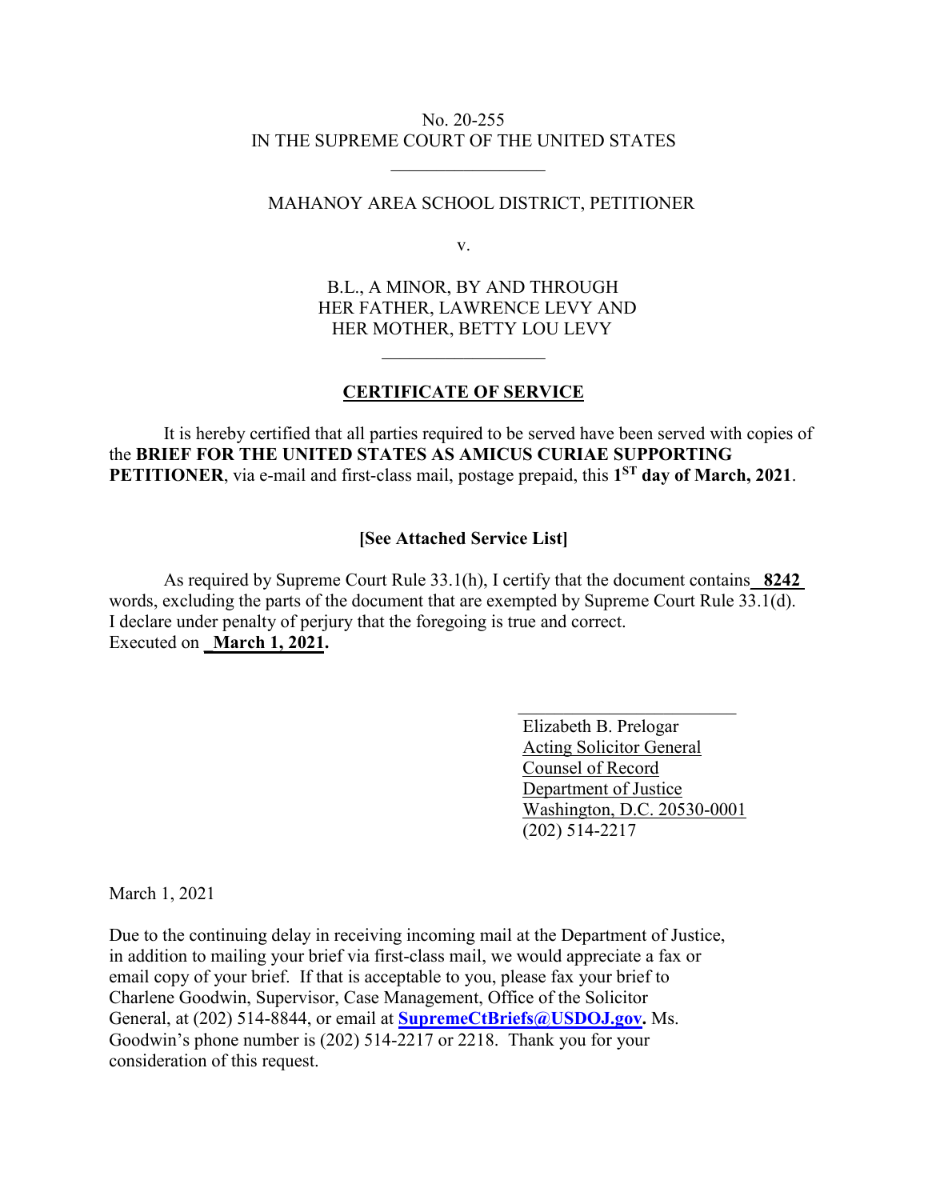No. 20-255
IN THE SUPREME COURT OF THE UNITED STATES

---

MAHANOY AREA SCHOOL DISTRICT, PETITIONER

v.

B.L., A MINOR, BY AND THROUGH HER FATHER, LAWRENCE LEVY AND HER MOTHER, BETTY LOU LEVY

---

## CERTIFICATE OF SERVICE

It is hereby certified that all parties required to be served have been served with copies of the **BRIEF FOR THE UNITED STATES AS AMICUS CURIAE SUPPORTING PETITIONER**, via e-mail and first-class mail, postage prepaid, this **1ST day of March, 2021**.

**[See Attached Service List]**

As required by Supreme Court Rule 33.1(h), I certify that the document contains **8242** words, excluding the parts of the document that are exempted by Supreme Court Rule 33.1(d). I declare under penalty of perjury that the foregoing is true and correct.
Executed on **March 1, 2021.**

Elizabeth B. Prelogar
Acting Solicitor General
Counsel of Record
Department of Justice
Washington, D.C. 20530-0001
(202) 514-2217

March 1, 2021

Due to the continuing delay in receiving incoming mail at the Department of Justice, in addition to mailing your brief via first-class mail, we would appreciate a fax or email copy of your brief. If that is acceptable to you, please fax your brief to Charlene Goodwin, Supervisor, Case Management, Office of the Solicitor General, at (202) 514-8844, or email at **SupremeCtBriefs@USDOJ.gov.** Ms. Goodwin's phone number is (202) 514-2217 or 2218. Thank you for your consideration of this request.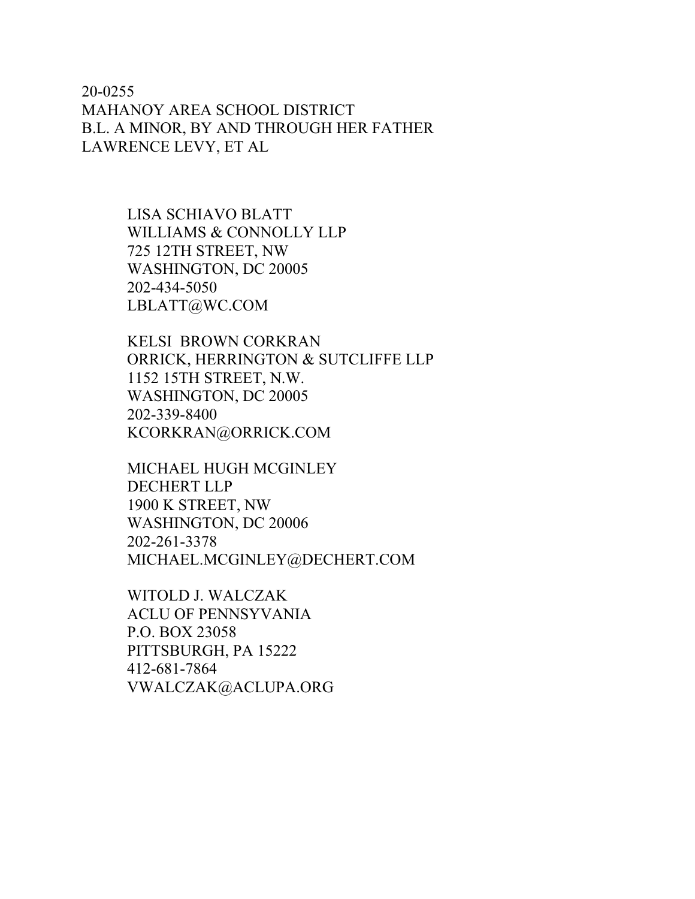20-0255
MAHANOY AREA SCHOOL DISTRICT
B.L. A MINOR, BY AND THROUGH HER FATHER
LAWRENCE LEVY, ET AL

LISA SCHIAVO BLATT
WILLIAMS & CONNOLLY LLP
725 12TH STREET, NW
WASHINGTON, DC 20005
202-434-5050
LBLATT@WC.COM

KELSI BROWN CORKRAN
ORRICK, HERRINGTON & SUTCLIFFE LLP
1152 15TH STREET, N.W.
WASHINGTON, DC 20005
202-339-8400
KCORKRAN@ORRICK.COM

MICHAEL HUGH MCGINLEY
DECHERT LLP
1900 K STREET, NW
WASHINGTON, DC 20006
202-261-3378
MICHAEL.MCGINLEY@DECHERT.COM

WITOLD J. WALCZAK
ACLU OF PENNSYVANIA
P.O. BOX 23058
PITTSBURGH, PA 15222
412-681-7864
VWALCZAK@ACLUPA.ORG